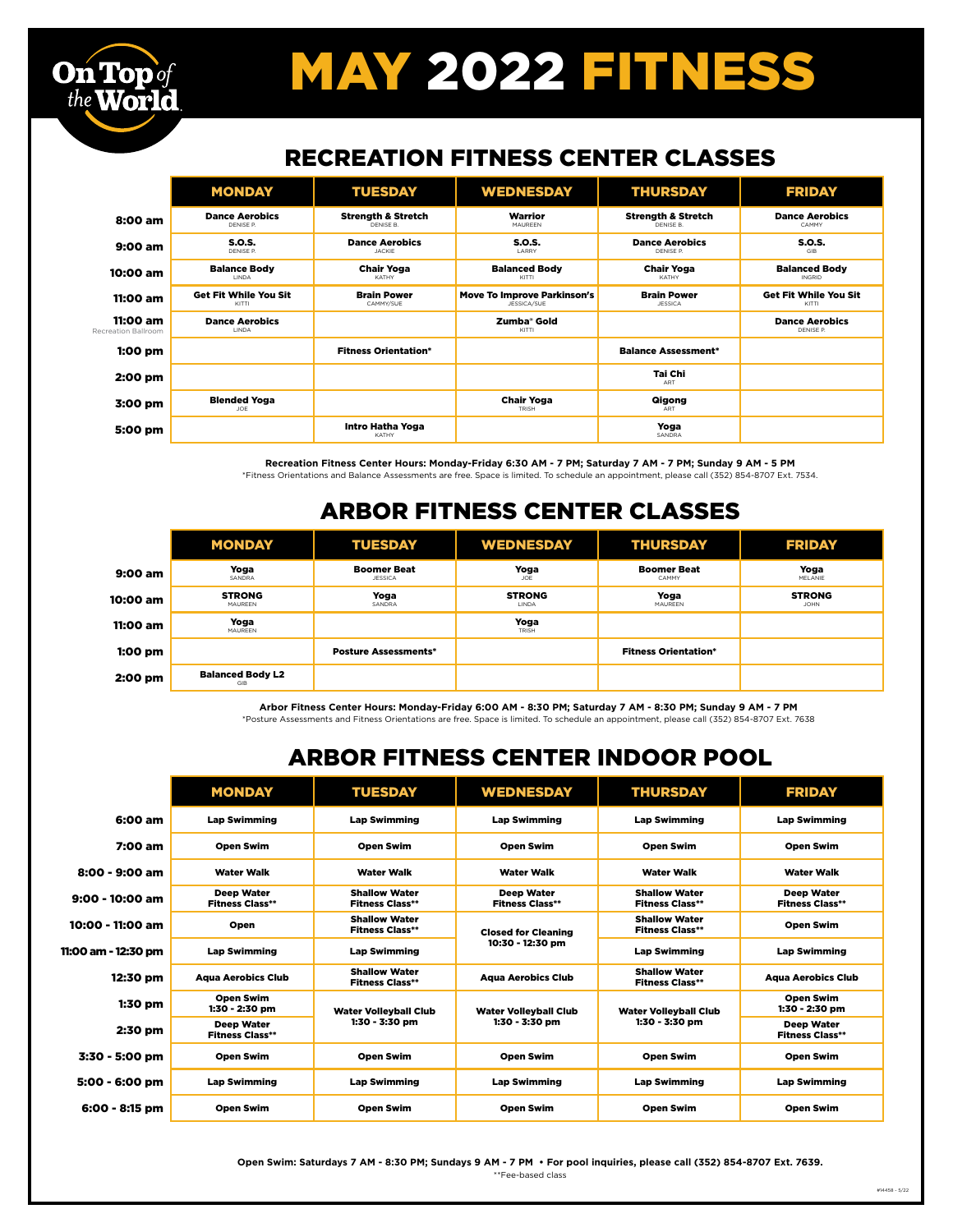# MAY 2022 FITNESS

On Top of the World

## RECREATION FITNESS CENTER CLASSES

| | MONDAY | TUESDAY | WEDNESDAY | THURSDAY | FRIDAY |
|---|---|---|---|---|---|
| 8:00 am | Dance Aerobics DENISE P. | Strength & Stretch DENISE B. | Warrior MAUREEN | Strength & Stretch DENISE B. | Dance Aerobics CAMMY |
| 9:00 am | S.O.S. DENISE P. | Dance Aerobics JACKIE | S.O.S. LARRY | Dance Aerobics DENISE P. | S.O.S. GIB |
| 10:00 am | Balance Body LINDA | Chair Yoga KATHY | Balanced Body KITTI | Chair Yoga KATHY | Balanced Body INGRID |
| 11:00 am | Get Fit While You Sit KITTI | Brain Power CAMMY/SUE | Move To Improve Parkinson's JESSICA/SUE | Brain Power JESSICA | Get Fit While You Sit KITTI |
| 11:00 am Recreation Ballroom | Dance Aerobics LINDA | | Zumba® Gold KITTI | | Dance Aerobics DENISE P. |
| 1:00 pm | | Fitness Orientation* | | Balance Assessment* | |
| 2:00 pm | | | | Tai Chi ART | |
| 3:00 pm | Blended Yoga JOE | | Chair Yoga TRISH | Qigong ART | |
| 5:00 pm | | Intro Hatha Yoga KATHY | | Yoga SANDRA | |

**Recreation Fitness Center Hours: Monday-Friday 6:30 AM - 7 PM; Saturday 7 AM - 7 PM; Sunday 9 AM - 5 PM**

*Fitness Orientations and Balance Assessments are free. Space is limited. To schedule an appointment, please call (352) 854-8707 Ext. 7534.

## ARBOR FITNESS CENTER CLASSES

| | MONDAY | TUESDAY | WEDNESDAY | THURSDAY | FRIDAY |
|---|---|---|---|---|---|
| 9:00 am | Yoga SANDRA | Boomer Beat JESSICA | Yoga JOE | Boomer Beat CAMMY | Yoga MELANIE |
| 10:00 am | STRONG MAUREEN | Yoga SANDRA | STRONG LINDA | Yoga MAUREEN | STRONG JOHN |
| 11:00 am | Yoga MAUREEN | | Yoga TRISH | | |
| 1:00 pm | | Posture Assessments* | | Fitness Orientation* | |
| 2:00 pm | Balanced Body L2 GIB | | | | |

**Arbor Fitness Center Hours: Monday-Friday 6:00 AM - 8:30 PM; Saturday 7 AM - 8:30 PM; Sunday 9 AM - 7 PM**

*Posture Assessments and Fitness Orientations are free. Space is limited. To schedule an appointment, please call (352) 854-8707 Ext. 7638

## ARBOR FITNESS CENTER INDOOR POOL

| | MONDAY | TUESDAY | WEDNESDAY | THURSDAY | FRIDAY |
|---|---|---|---|---|---|
| 6:00 am | Lap Swimming | Lap Swimming | Lap Swimming | Lap Swimming | Lap Swimming |
| 7:00 am | Open Swim | Open Swim | Open Swim | Open Swim | Open Swim |
| 8:00 - 9:00 am | Water Walk | Water Walk | Water Walk | Water Walk | Water Walk |
| 9:00 - 10:00 am | Deep Water Fitness Class** | Shallow Water Fitness Class** | Deep Water Fitness Class** | Shallow Water Fitness Class** | Deep Water Fitness Class** |
| 10:00 - 11:00 am | Open | Shallow Water Fitness Class** | Closed for Cleaning 10:30 - 12:30 pm | Shallow Water Fitness Class** | Open Swim |
| 11:00 am - 12:30 pm | Lap Swimming | Lap Swimming | | Lap Swimming | Lap Swimming |
| 12:30 pm | Aqua Aerobics Club | Shallow Water Fitness Class** | Aqua Aerobics Club | Shallow Water Fitness Class** | Aqua Aerobics Club |
| 1:30 pm | Open Swim 1:30 - 2:30 pm | Water Volleyball Club 1:30 - 3:30 pm | Water Volleyball Club 1:30 - 3:30 pm | Water Volleyball Club 1:30 - 3:30 pm | Open Swim 1:30 - 2:30 pm |
| 2:30 pm | Deep Water Fitness Class** | | | | Deep Water Fitness Class** |
| 3:30 - 5:00 pm | Open Swim | Open Swim | Open Swim | Open Swim | Open Swim |
| 5:00 - 6:00 pm | Lap Swimming | Lap Swimming | Lap Swimming | Lap Swimming | Lap Swimming |
| 6:00 - 8:15 pm | Open Swim | Open Swim | Open Swim | Open Swim | Open Swim |

**Open Swim: Saturdays 7 AM - 8:30 PM; Sundays 9 AM - 7 PM • For pool inquiries, please call (352) 854-8707 Ext. 7639.**

**Fee-based class

#14458 - 5/22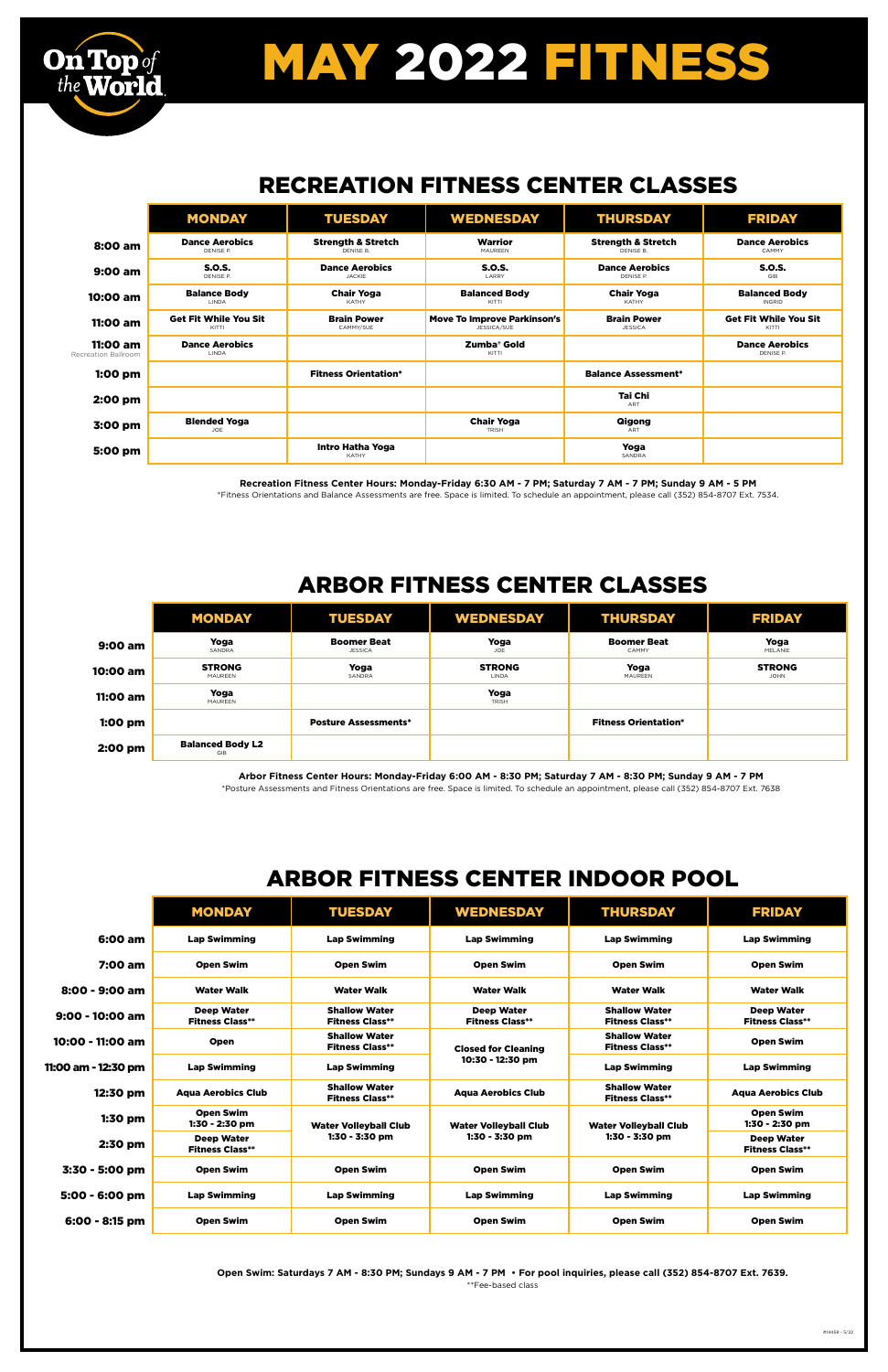# MAY 2022 FITNESS

On Top of the World

## RECREATION FITNESS CENTER CLASSES

| | MONDAY | TUESDAY | WEDNESDAY | THURSDAY | FRIDAY |
|---|---|---|---|---|---|
| 8:00 am | **Dance Aerobics** DENISE P. | **Strength & Stretch** DENISE B. | **Warrior** MAUREEN | **Strength & Stretch** DENISE B. | **Dance Aerobics** CAMMY |
| 9:00 am | **S.O.S.** DENISE P. | **Dance Aerobics** JACKIE | **S.O.S.** LARRY | **Dance Aerobics** DENISE P. | **S.O.S.** GIB |
| 10:00 am | **Balance Body** LINDA | **Chair Yoga** KATHY | **Balanced Body** KITTI | **Chair Yoga** KATHY | **Balanced Body** INGRID |
| 11:00 am | **Get Fit While You Sit** KITTI | **Brain Power** CAMMY/SUE | **Move To Improve Parkinson's** JESSICA/SUE | **Brain Power** JESSICA | **Get Fit While You Sit** KITTI |
| 11:00 am Recreation Ballroom | **Dance Aerobics** LINDA | | **Zumba® Gold** KITTI | | **Dance Aerobics** DENISE P. |
| 1:00 pm | | **Fitness Orientation*** | | **Balance Assessment*** | |
| 2:00 pm | | | | **Tai Chi** ART | |
| 3:00 pm | **Blended Yoga** JOE | | **Chair Yoga** TRISH | **Qigong** ART | |
| 5:00 pm | | **Intro Hatha Yoga** KATHY | | **Yoga** SANDRA | |

**Recreation Fitness Center Hours: Monday-Friday 6:30 AM - 7 PM; Saturday 7 AM - 7 PM; Sunday 9 AM - 5 PM**
*Fitness Orientations and Balance Assessments are free. Space is limited. To schedule an appointment, please call (352) 854-8707 Ext. 7534.

## ARBOR FITNESS CENTER CLASSES

| | MONDAY | TUESDAY | WEDNESDAY | THURSDAY | FRIDAY |
|---|---|---|---|---|---|
| 9:00 am | **Yoga** SANDRA | **Boomer Beat** JESSICA | **Yoga** JOE | **Boomer Beat** CAMMY | **Yoga** MELANIE |
| 10:00 am | **STRONG** MAUREEN | **Yoga** SANDRA | **STRONG** LINDA | **Yoga** MAUREEN | **STRONG** JOHN |
| 11:00 am | **Yoga** MAUREEN | | **Yoga** TRISH | | |
| 1:00 pm | | **Posture Assessments*** | | **Fitness Orientation*** | |
| 2:00 pm | **Balanced Body L2** GIB | | | | |

**Arbor Fitness Center Hours: Monday-Friday 6:00 AM - 8:30 PM; Saturday 7 AM - 8:30 PM; Sunday 9 AM - 7 PM**
*Posture Assessments and Fitness Orientations are free. Space is limited. To schedule an appointment, please call (352) 854-8707 Ext. 7638

## ARBOR FITNESS CENTER INDOOR POOL

| | MONDAY | TUESDAY | WEDNESDAY | THURSDAY | FRIDAY |
|---|---|---|---|---|---|
| 6:00 am | Lap Swimming | Lap Swimming | Lap Swimming | Lap Swimming | Lap Swimming |
| 7:00 am | Open Swim | Open Swim | Open Swim | Open Swim | Open Swim |
| 8:00 - 9:00 am | Water Walk | Water Walk | Water Walk | Water Walk | Water Walk |
| 9:00 - 10:00 am | Deep Water Fitness Class** | Shallow Water Fitness Class** | Deep Water Fitness Class** | Shallow Water Fitness Class** | Deep Water Fitness Class** |
| 10:00 - 11:00 am | Open | Shallow Water Fitness Class** | Closed for Cleaning 10:30 - 12:30 pm | Shallow Water Fitness Class** | Open Swim |
| 11:00 am - 12:30 pm | Lap Swimming | Lap Swimming | | Lap Swimming | Lap Swimming |
| 12:30 pm | Aqua Aerobics Club | Shallow Water Fitness Class** | Aqua Aerobics Club | Shallow Water Fitness Class** | Aqua Aerobics Club |
| 1:30 pm | Open Swim 1:30 - 2:30 pm | Water Volleyball Club 1:30 - 3:30 pm | Water Volleyball Club 1:30 - 3:30 pm | Water Volleyball Club 1:30 - 3:30 pm | Open Swim 1:30 - 2:30 pm |
| 2:30 pm | Deep Water Fitness Class** | | | | Deep Water Fitness Class** |
| 3:30 - 5:00 pm | Open Swim | Open Swim | Open Swim | Open Swim | Open Swim |
| 5:00 - 6:00 pm | Lap Swimming | Lap Swimming | Lap Swimming | Lap Swimming | Lap Swimming |
| 6:00 - 8:15 pm | Open Swim | Open Swim | Open Swim | Open Swim | Open Swim |

**Open Swim: Saturdays 7 AM - 8:30 PM; Sundays 9 AM - 7 PM • For pool inquiries, please call (352) 854-8707 Ext. 7639.**
**Fee-based class